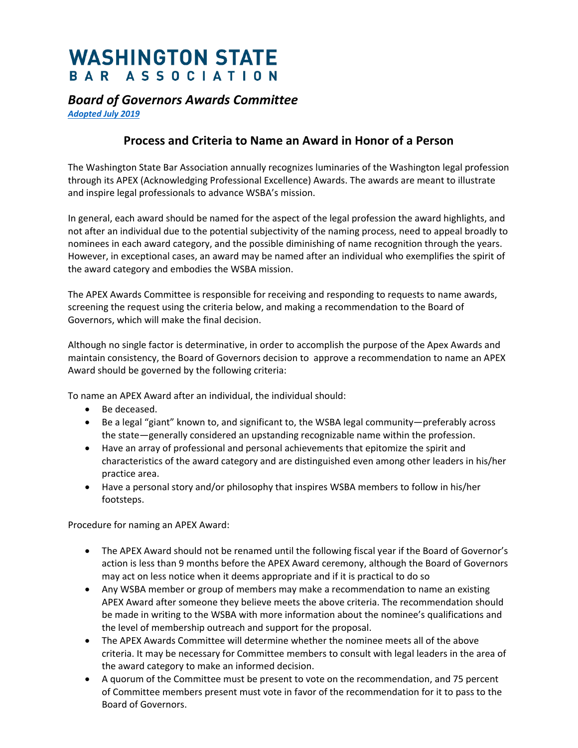# WASHINGTON STATE BAR ASSOCIATION

## *Board of Governors Awards Committee*

*Adopted July 2019*

### Process and Criteria to Name an Award in Honor of a Person

The Washington State Bar Association annually recognizes luminaries of the Washington legal profession through its APEX (Acknowledging Professional Excellence) Awards. The awards are meant to illustrate and inspire legal professionals to advance WSBA's mission.

In general, each award should be named for the aspect of the legal profession the award highlights, and not after an individual due to the potential subjectivity of the naming process, need to appeal broadly to nominees in each award category, and the possible diminishing of name recognition through the years. However, in exceptional cases, an award may be named after an individual who exemplifies the spirit of the award category and embodies the WSBA mission.

The APEX Awards Committee is responsible for receiving and responding to requests to name awards, screening the request using the criteria below, and making a recommendation to the Board of Governors, which will make the final decision.

Although no single factor is determinative, in order to accomplish the purpose of the Apex Awards and maintain consistency, the Board of Governors decision to approve a recommendation to name an APEX Award should be governed by the following criteria:

To name an APEX Award after an individual, the individual should:

- Be deceased.
- Be a legal "giant" known to, and significant to, the WSBA legal community—preferably across the state—generally considered an upstanding recognizable name within the profession.
- Have an array of professional and personal achievements that epitomize the spirit and characteristics of the award category and are distinguished even among other leaders in his/her practice area.
- Have a personal story and/or philosophy that inspires WSBA members to follow in his/her footsteps.

Procedure for naming an APEX Award:

- The APEX Award should not be renamed until the following fiscal year if the Board of Governor's action is less than 9 months before the APEX Award ceremony, although the Board of Governors may act on less notice when it deems appropriate and if it is practical to do so
- Any WSBA member or group of members may make a recommendation to name an existing APEX Award after someone they believe meets the above criteria. The recommendation should be made in writing to the WSBA with more information about the nominee's qualifications and the level of membership outreach and support for the proposal.
- The APEX Awards Committee will determine whether the nominee meets all of the above criteria. It may be necessary for Committee members to consult with legal leaders in the area of the award category to make an informed decision.
- A quorum of the Committee must be present to vote on the recommendation, and 75 percent of Committee members present must vote in favor of the recommendation for it to pass to the Board of Governors.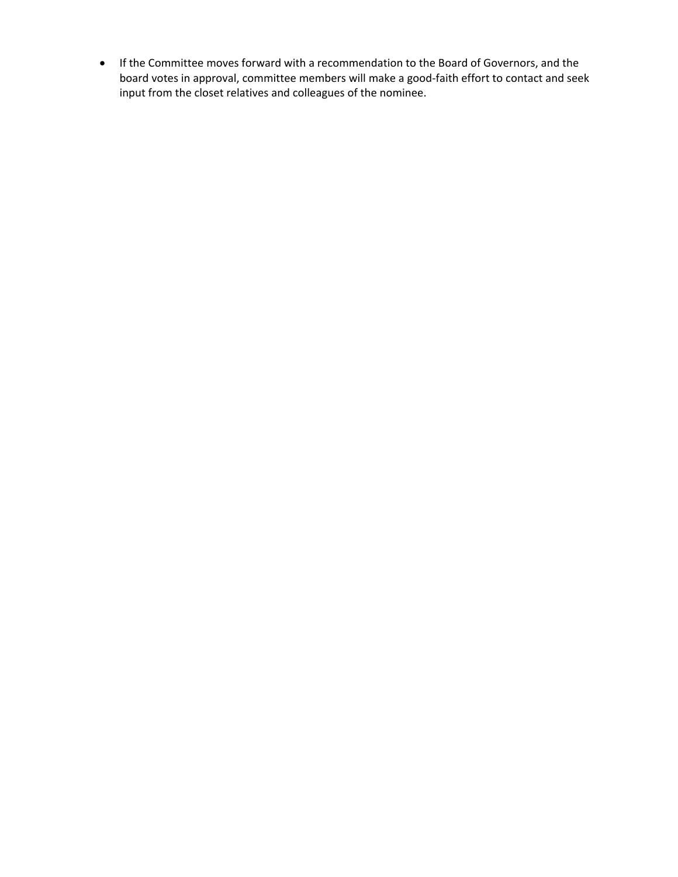- If the Committee moves forward with a recommendation to the Board of Governors, and the board votes in approval, committee members will make a good-faith effort to contact and seek input from the closet relatives and colleagues of the nominee.